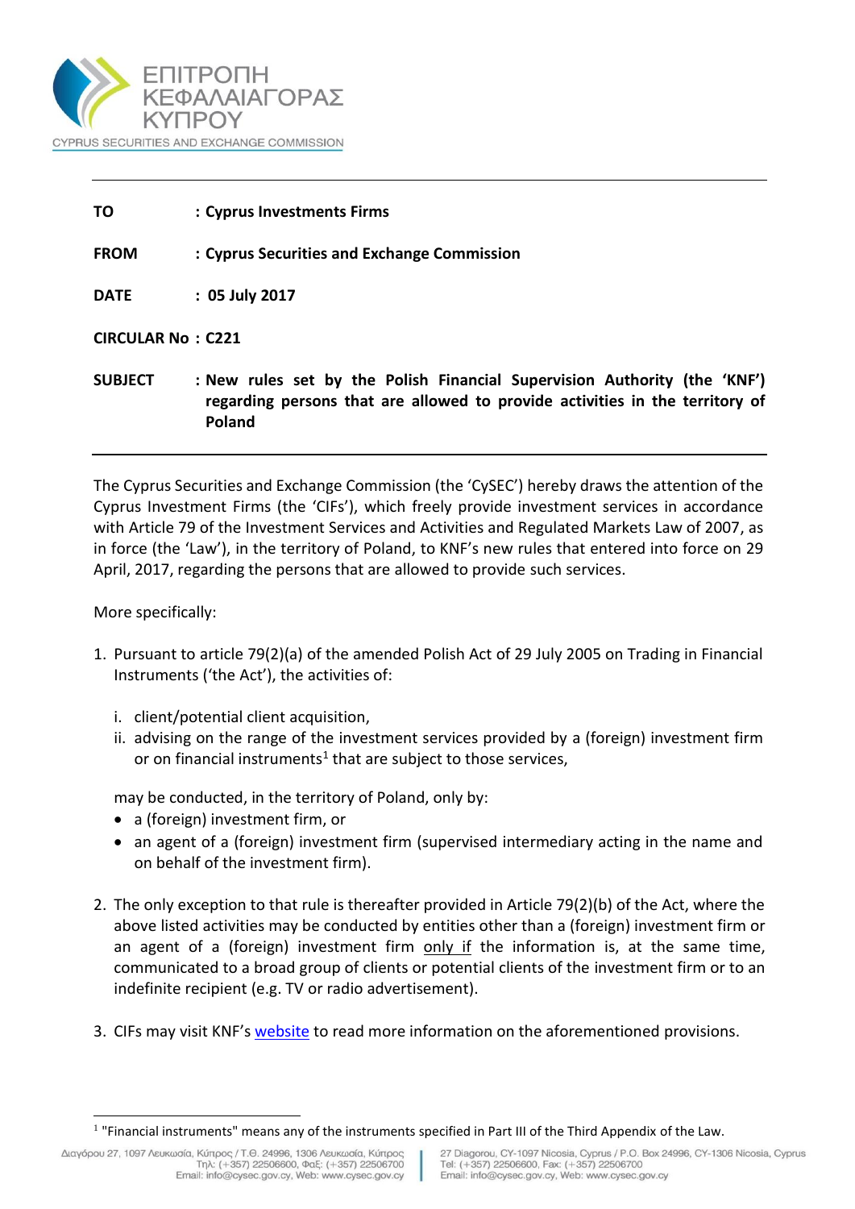ΕΠΙΤΡΟΠΗ ΚΕΦΑΛΑΙΑΓΟΡΑΣ ΚΥΠΡΟΥ

CYPRUS SECURITIES AND EXCHANGE COMMISSION

---

**TO** : **Cyprus Investments Firms**

**FROM** : **Cyprus Securities and Exchange Commission**

**DATE** : **05 July 2017**

**CIRCULAR No** : **C221**

**SUBJECT** : **New rules set by the Polish Financial Supervision Authority (the 'KNF') regarding persons that are allowed to provide activities in the territory of Poland**

---

The Cyprus Securities and Exchange Commission (the 'CySEC') hereby draws the attention of the Cyprus Investment Firms (the 'CIFs'), which freely provide investment services in accordance with Article 79 of the Investment Services and Activities and Regulated Markets Law of 2007, as in force (the 'Law'), in the territory of Poland, to KNF's new rules that entered into force on 29 April, 2017, regarding the persons that are allowed to provide such services.

More specifically:

1. Pursuant to article 79(2)(a) of the amended Polish Act of 29 July 2005 on Trading in Financial Instruments ('the Act'), the activities of:

   i. client/potential client acquisition,
   ii. advising on the range of the investment services provided by a (foreign) investment firm or on financial instruments[1] that are subject to those services,

   may be conducted, in the territory of Poland, only by:
   - a (foreign) investment firm, or
   - an agent of a (foreign) investment firm (supervised intermediary acting in the name and on behalf of the investment firm).

2. The only exception to that rule is thereafter provided in Article 79(2)(b) of the Act, where the above listed activities may be conducted by entities other than a (foreign) investment firm or an agent of a (foreign) investment firm only if the information is, at the same time, communicated to a broad group of clients or potential clients of the investment firm or to an indefinite recipient (e.g. TV or radio advertisement).

3. CIFs may visit KNF's website to read more information on the aforementioned provisions.

[1] "Financial instruments" means any of the instruments specified in Part III of the Third Appendix of the Law.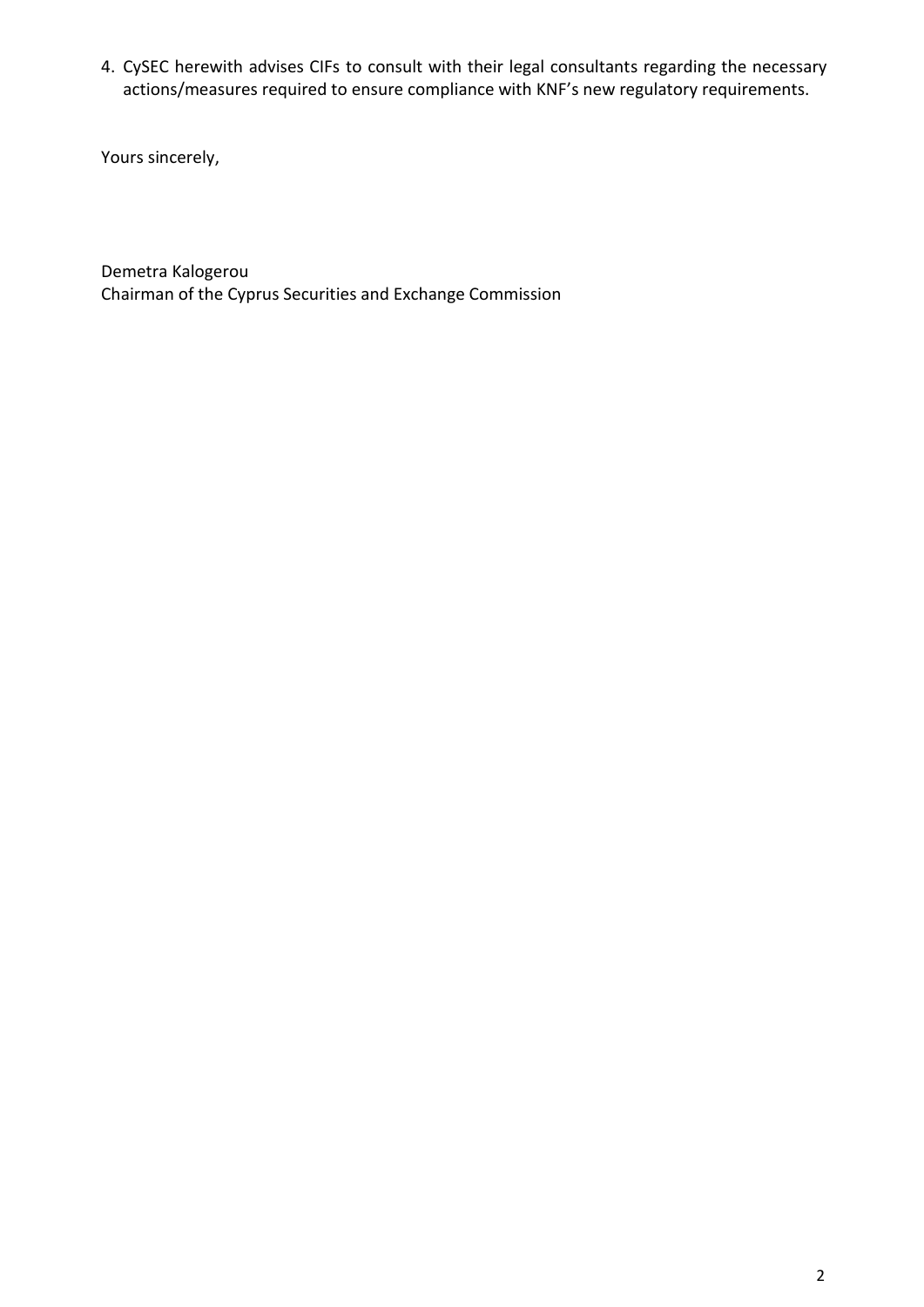4. CySEC herewith advises CIFs to consult with their legal consultants regarding the necessary actions/measures required to ensure compliance with KNF's new regulatory requirements.

Yours sincerely,

Demetra Kalogerou
Chairman of the Cyprus Securities and Exchange Commission